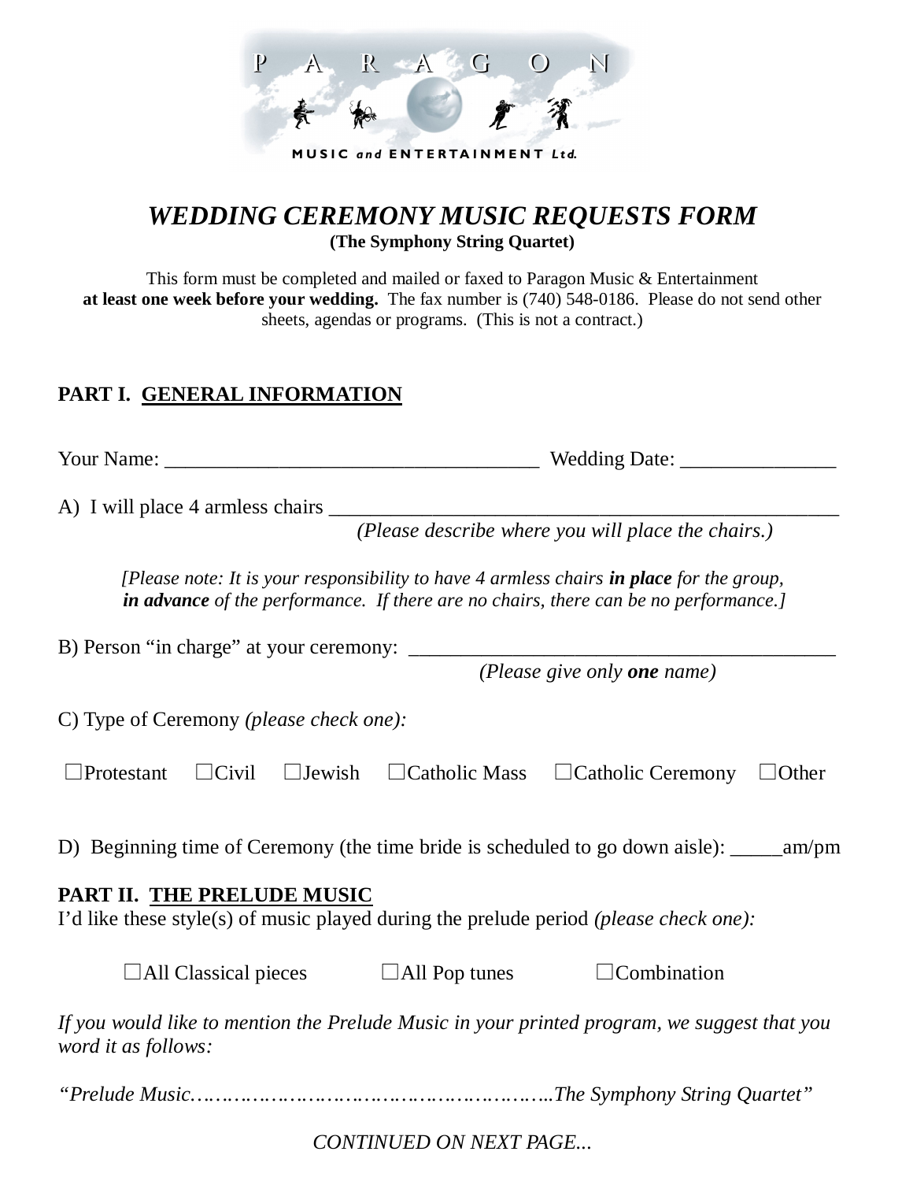PARAGON

MUSIC *and* ENTERTAINMENT Ltd.

# *WEDDING CEREMONY MUSIC REQUESTS FORM*

**(The Symphony String Quartet)**

This form must be completed and mailed or faxed to Paragon Music & Entertainment **at least one week before your wedding.** The fax number is (740) 548-0186. Please do not send other sheets, agendas or programs. (This is not a contract.)

## PART I. GENERAL INFORMATION

Your Name: ___________________________________ Wedding Date: _______________

A) I will place 4 armless chairs _________________________________________________
*(Please describe where you will place the chairs.)*

> *[Please note: It is your responsibility to have 4 armless chairs **in place** for the group, **in advance** of the performance. If there are no chairs, there can be no performance.]*

B) Person "in charge" at your ceremony: _________________________________________
*(Please give only **one** name)*

C) Type of Ceremony *(please check one):*

☐Protestant ☐Civil ☐Jewish ☐Catholic Mass ☐Catholic Ceremony ☐Other

D) Beginning time of Ceremony (the time bride is scheduled to go down aisle): _____am/pm

## PART II. THE PRELUDE MUSIC

I'd like these style(s) of music played during the prelude period *(please check one):*

☐All Classical pieces ☐All Pop tunes ☐Combination

*If you would like to mention the Prelude Music in your printed program, we suggest that you word it as follows:*

*"Prelude Music……………………………………………………..The Symphony String Quartet"*

*CONTINUED ON NEXT PAGE...*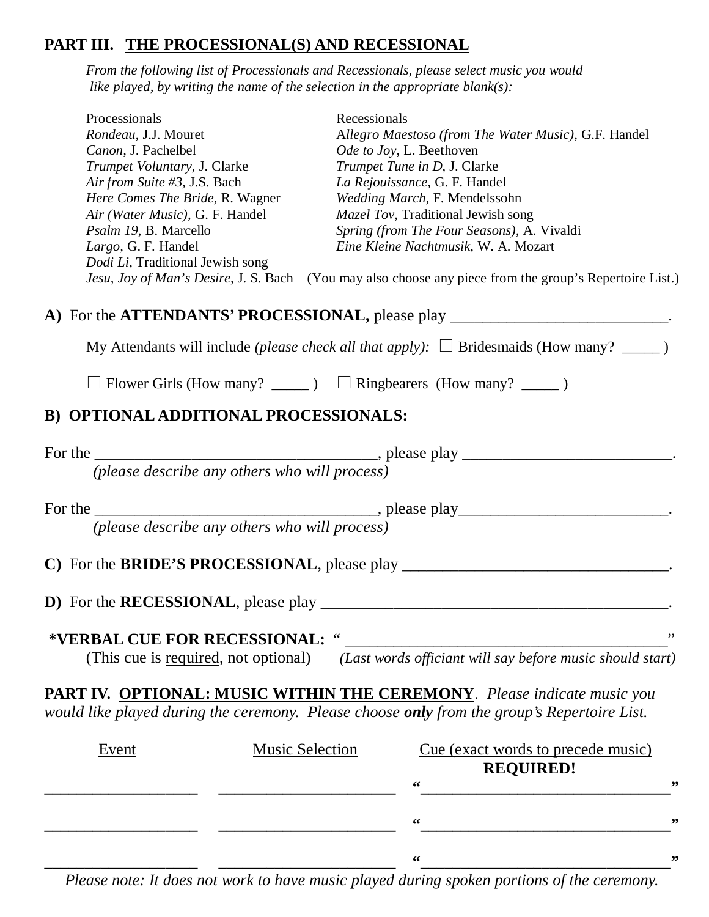## PART III. THE PROCESSIONAL(S) AND RECESSIONAL

*From the following list of Processionals and Recessionals, please select music you would like played, by writing the name of the selection in the appropriate blank(s):*

| Processionals | Recessionals |
|---|---|
| *Rondeau,* J.J. Mouret | *Allegro Maestoso (from The Water Music),* G.F. Handel |
| *Canon,* J. Pachelbel | *Ode to Joy,* L. Beethoven |
| *Trumpet Voluntary,* J. Clarke | *Trumpet Tune in D,* J. Clarke |
| *Air from Suite #3,* J.S. Bach | *La Rejouissance,* G. F. Handel |
| *Here Comes The Bride,* R. Wagner | *Wedding March,* F. Mendelssohn |
| *Air (Water Music),* G. F. Handel | *Mazel Tov,* Traditional Jewish song |
| *Psalm 19,* B. Marcello | *Spring (from The Four Seasons),* A. Vivaldi |
| *Largo,* G. F. Handel | *Eine Kleine Nachtmusik,* W. A. Mozart |
| *Dodi Li,* Traditional Jewish song | |
| *Jesu, Joy of Man's Desire,* J. S. Bach | (You may also choose any piece from the group's Repertoire List.) |

**A)** For the **ATTENDANTS' PROCESSIONAL,** please play ____________________________.

My Attendants will include *(please check all that apply):* ☐ Bridesmaids (How many? _____ )

☐ Flower Girls (How many? _____ ) ☐ Ringbearers (How many? _____ )

**B) OPTIONAL ADDITIONAL PROCESSIONALS:**

For the ___________________________________, please play __________________________.
*(please describe any others who will process)*

For the ___________________________________, please play__________________________.
*(please describe any others who will process)*

**C)** For the **BRIDE'S PROCESSIONAL**, please play _________________________________.

**D)** For the **RECESSIONAL**, please play _____________________________________________.

**\*VERBAL CUE FOR RECESSIONAL:** " ________________________________________"
(This cue is required, not optional) *(Last words officiant will say before music should start)*

**PART IV. OPTIONAL: MUSIC WITHIN THE CEREMONY**. *Please indicate music you would like played during the ceremony. Please choose **only** from the group's Repertoire List.*

| Event | Music Selection | Cue (exact words to precede music) **REQUIRED!** |
|---|---|---|
| ___________________ | ______________________ | "_______________________________" |
| ___________________ | ______________________ | "_______________________________" |
| ___________________ | ______________________ | "_______________________________" |

*Please note: It does not work to have music played during spoken portions of the ceremony.*